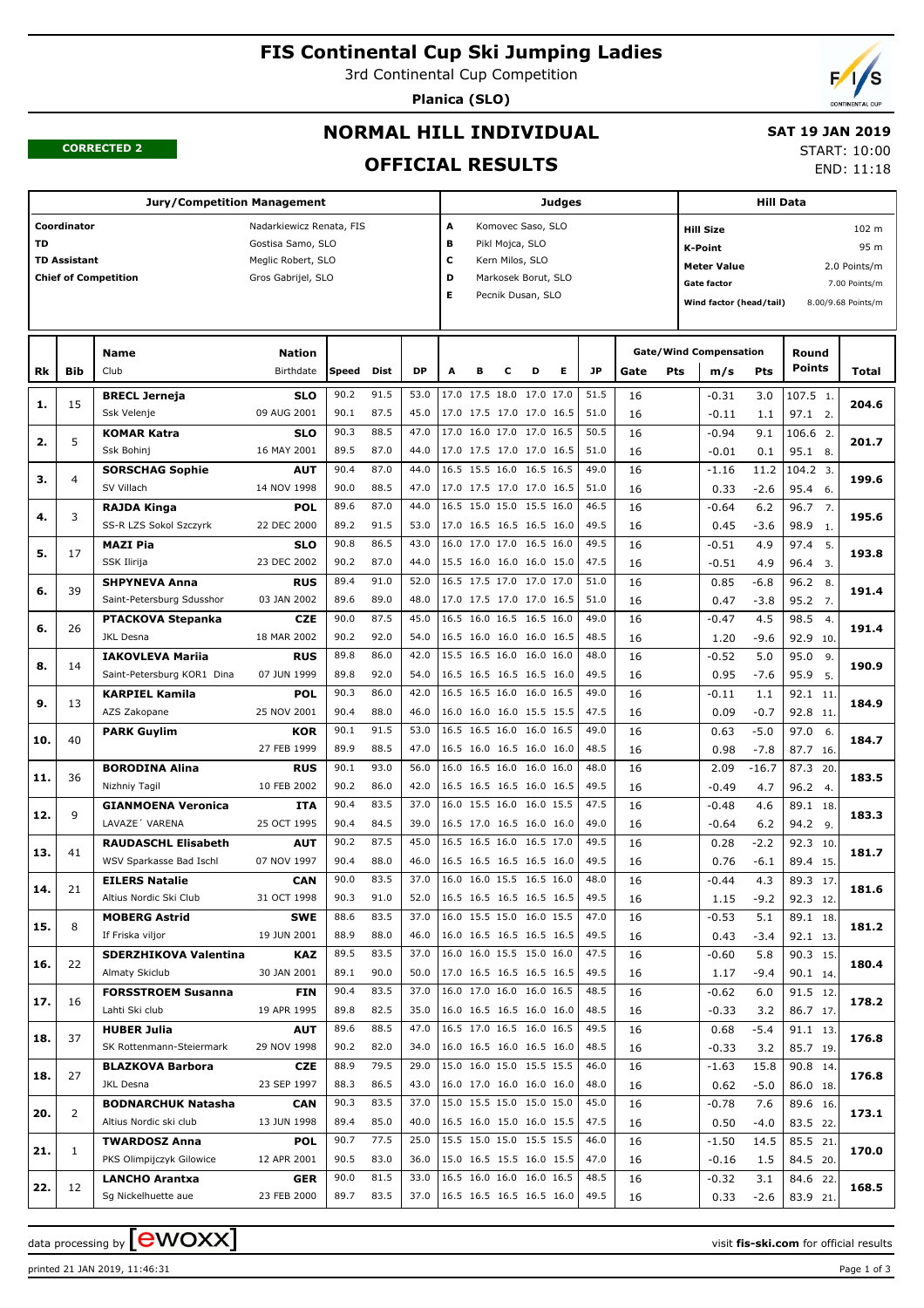# FIS Continental Cup Ski Jumping Ladies

3rd Continental Cup Competition

**Planica (SLO)**

**CORRECTED 2**

## NORMAL HILL INDIVIDUAL

## OFFICIAL RESULTS

**SAT 19 JAN 2019**

START: 10:00

END: 11:18

| Jury/Competition Management | |
|---|---|
| Coordinator | Nadarkiewicz Renata, FIS |
| TD | Gostisa Samo, SLO |
| TD Assistant | Meglic Robert, SLO |
| Chief of Competition | Gros Gabrijel, SLO |

| Judges | |
|---|---|
| A | Komovec Saso, SLO |
| B | Pikl Mojca, SLO |
| C | Kern Milos, SLO |
| D | Markosek Borut, SLO |
| E | Pecnik Dusan, SLO |

| Hill Data | |
|---|---|
| Hill Size | 102 m |
| K-Point | 95 m |
| Meter Value | 2.0 Points/m |
| Gate factor | 7.00 Points/m |
| Wind factor (head/tail) | 8.00/9.68 Points/m |

| Rk | Bib | Name / Club | Nation / Birthdate | Speed | Dist | DP | A | B | C | D | E | JP | Gate | Pts | m/s | Pts | Round Points | Total |
|---|---|---|---|---|---|---|---|---|---|---|---|---|---|---|---|---|---|---|
| 1. | 15 | **BRECL Jerneja** | **SLO** | 90.2 | 91.5 | 53.0 | 17.0 | 17.5 | 18.0 | 17.0 | 17.0 | 51.5 | 16 | | -0.31 | 3.0 | 107.5 1. | 204.6 |
| | | Ssk Velenje | 09 AUG 2001 | 90.1 | 87.5 | 45.0 | 17.0 | 17.5 | 17.0 | 17.0 | 16.5 | 51.0 | 16 | | -0.11 | 1.1 | 97.1 2. | |
| 2. | 5 | **KOMAR Katra** | **SLO** | 90.3 | 88.5 | 47.0 | 17.0 | 16.0 | 17.0 | 17.0 | 16.5 | 50.5 | 16 | | -0.94 | 9.1 | 106.6 2. | 201.7 |
| | | Ssk Bohinj | 16 MAY 2001 | 89.5 | 87.0 | 44.0 | 17.0 | 17.5 | 17.0 | 17.0 | 16.5 | 51.0 | 16 | | -0.01 | 0.1 | 95.1 8. | |
| 3. | 4 | **SORSCHAG Sophie** | **AUT** | 90.4 | 87.0 | 44.0 | 16.5 | 15.5 | 16.0 | 16.5 | 16.5 | 49.0 | 16 | | -1.16 | 11.2 | 104.2 3. | 199.6 |
| | | SV Villach | 14 NOV 1998 | 90.0 | 88.5 | 47.0 | 17.0 | 17.5 | 17.0 | 17.0 | 16.5 | 51.0 | 16 | | 0.33 | -2.6 | 95.4 6. | |
| 4. | 3 | **RAJDA Kinga** | **POL** | 89.6 | 87.0 | 44.0 | 16.5 | 15.0 | 15.0 | 15.5 | 16.0 | 46.5 | 16 | | -0.64 | 6.2 | 96.7 7. | 195.6 |
| | | SS-R LZS Sokol Szczyrk | 22 DEC 2000 | 89.2 | 91.5 | 53.0 | 17.0 | 16.5 | 16.5 | 16.5 | 16.0 | 49.5 | 16 | | 0.45 | -3.6 | 98.9 1. | |
| 5. | 17 | **MAZI Pia** | **SLO** | 90.8 | 86.5 | 43.0 | 16.0 | 17.0 | 17.0 | 16.5 | 16.0 | 49.5 | 16 | | -0.51 | 4.9 | 97.4 5. | 193.8 |
| | | SSK Ilirija | 23 DEC 2002 | 90.2 | 87.0 | 44.0 | 15.5 | 16.0 | 16.0 | 16.0 | 15.0 | 47.5 | 16 | | -0.51 | 4.9 | 96.4 3. | |
| 6. | 39 | **SHPYNEVA Anna** | **RUS** | 89.4 | 91.0 | 52.0 | 16.5 | 17.5 | 17.0 | 17.0 | 17.0 | 51.0 | 16 | | 0.85 | -6.8 | 96.2 8. | 191.4 |
| | | Saint-Petersburg Sdusshor | 03 JAN 2002 | 89.6 | 89.0 | 48.0 | 17.0 | 17.5 | 17.0 | 17.0 | 16.5 | 51.0 | 16 | | 0.47 | -3.8 | 95.2 7. | |
| 6. | 26 | **PTACKOVA Stepanka** | **CZE** | 90.0 | 87.5 | 45.0 | 16.5 | 16.0 | 16.5 | 16.5 | 16.0 | 49.0 | 16 | | -0.47 | 4.5 | 98.5 4. | 191.4 |
| | | JKL Desna | 18 MAR 2002 | 90.2 | 92.0 | 54.0 | 16.5 | 16.0 | 16.0 | 16.0 | 16.5 | 48.5 | 16 | | 1.20 | -9.6 | 92.9 10. | |
| 8. | 14 | **IAKOVLEVA Mariia** | **RUS** | 89.8 | 86.0 | 42.0 | 15.5 | 16.5 | 16.0 | 16.0 | 16.0 | 48.0 | 16 | | -0.52 | 5.0 | 95.0 9. | 190.9 |
| | | Saint-Petersburg KOR1 Dina | 07 JUN 1999 | 89.8 | 92.0 | 54.0 | 16.5 | 16.5 | 16.5 | 16.5 | 16.0 | 49.5 | 16 | | 0.95 | -7.6 | 95.9 5. | |
| 9. | 13 | **KARPIEL Kamila** | **POL** | 90.3 | 86.0 | 42.0 | 16.5 | 16.5 | 16.0 | 16.0 | 16.5 | 49.0 | 16 | | -0.11 | 1.1 | 92.1 11. | 184.9 |
| | | AZS Zakopane | 25 NOV 2001 | 90.4 | 88.0 | 46.0 | 16.0 | 16.0 | 16.0 | 15.5 | 15.5 | 47.5 | 16 | | 0.09 | -0.7 | 92.8 11. | |
| 10. | 40 | **PARK Guylim** | **KOR** | 90.1 | 91.5 | 53.0 | 16.5 | 16.5 | 16.0 | 16.0 | 16.5 | 49.0 | 16 | | 0.63 | -5.0 | 97.0 6. | 184.7 |
| | | | 27 FEB 1999 | 89.9 | 88.5 | 47.0 | 16.5 | 16.0 | 16.5 | 16.0 | 16.0 | 48.5 | 16 | | 0.98 | -7.8 | 87.7 16. | |
| 11. | 36 | **BORODINA Alina** | **RUS** | 90.1 | 93.0 | 56.0 | 16.0 | 16.5 | 16.0 | 16.0 | 16.0 | 48.0 | 16 | | 2.09 | -16.7 | 87.3 20. | 183.5 |
| | | Nizhniy Tagil | 10 FEB 2002 | 90.2 | 86.0 | 42.0 | 16.5 | 16.5 | 16.5 | 16.0 | 16.5 | 49.5 | 16 | | -0.49 | 4.7 | 96.2 4. | |
| 12. | 9 | **GIANMOENA Veronica** | **ITA** | 90.4 | 83.5 | 37.0 | 16.0 | 15.5 | 16.0 | 16.0 | 15.5 | 47.5 | 16 | | -0.48 | 4.6 | 89.1 18. | 183.3 |
| | | LAVAZE´ VARENA | 25 OCT 1995 | 90.4 | 84.5 | 39.0 | 16.5 | 17.0 | 16.5 | 16.0 | 16.0 | 49.0 | 16 | | -0.64 | 6.2 | 94.2 9. | |
| 13. | 41 | **RAUDASCHL Elisabeth** | **AUT** | 90.2 | 87.5 | 45.0 | 16.5 | 16.5 | 16.0 | 16.5 | 17.0 | 49.5 | 16 | | 0.28 | -2.2 | 92.3 10. | 181.7 |
| | | WSV Sparkasse Bad Ischl | 07 NOV 1997 | 90.4 | 88.0 | 46.0 | 16.5 | 16.5 | 16.5 | 16.5 | 16.0 | 49.5 | 16 | | 0.76 | -6.1 | 89.4 15. | |
| 14. | 21 | **EILERS Natalie** | **CAN** | 90.0 | 83.5 | 37.0 | 16.0 | 16.0 | 15.5 | 16.5 | 16.0 | 48.0 | 16 | | -0.44 | 4.3 | 89.3 17. | 181.6 |
| | | Altius Nordic Ski Club | 31 OCT 1998 | 90.3 | 91.0 | 52.0 | 16.5 | 16.5 | 16.5 | 16.5 | 16.5 | 49.5 | 16 | | 1.15 | -9.2 | 92.3 12. | |
| 15. | 8 | **MOBERG Astrid** | **SWE** | 88.6 | 83.5 | 37.0 | 16.0 | 15.5 | 15.0 | 16.0 | 15.5 | 47.0 | 16 | | -0.53 | 5.1 | 89.1 18. | 181.2 |
| | | If Friska viljor | 19 JUN 2001 | 88.9 | 88.0 | 46.0 | 16.0 | 16.5 | 16.5 | 16.5 | 16.5 | 49.5 | 16 | | 0.43 | -3.4 | 92.1 13. | |
| 16. | 22 | **SDERZHIKOVA Valentina** | **KAZ** | 89.5 | 83.5 | 37.0 | 16.0 | 16.0 | 15.5 | 15.0 | 16.0 | 47.5 | 16 | | -0.60 | 5.8 | 90.3 15. | 180.4 |
| | | Almaty Skiclub | 30 JAN 2001 | 89.1 | 90.0 | 50.0 | 17.0 | 16.5 | 16.5 | 16.5 | 16.5 | 49.5 | 16 | | 1.17 | -9.4 | 90.1 14. | |
| 17. | 16 | **FORSSTROEM Susanna** | **FIN** | 90.4 | 83.5 | 37.0 | 16.0 | 17.0 | 16.0 | 16.0 | 16.5 | 48.5 | 16 | | -0.62 | 6.0 | 91.5 12. | 178.2 |
| | | Lahti Ski club | 19 APR 1995 | 89.8 | 82.5 | 35.0 | 16.0 | 16.5 | 16.5 | 16.0 | 16.0 | 48.5 | 16 | | -0.33 | 3.2 | 86.7 17. | |
| 18. | 37 | **HUBER Julia** | **AUT** | 89.6 | 88.5 | 47.0 | 16.5 | 17.0 | 16.5 | 16.0 | 16.5 | 49.5 | 16 | | 0.68 | -5.4 | 91.1 13. | 176.8 |
| | | SK Rottenmann-Steiermark | 29 NOV 1998 | 90.2 | 82.0 | 34.0 | 16.0 | 16.5 | 16.0 | 16.5 | 16.0 | 48.5 | 16 | | -0.33 | 3.2 | 85.7 19. | |
| 18. | 27 | **BLAZKOVA Barbora** | **CZE** | 88.9 | 79.5 | 29.0 | 15.0 | 16.0 | 15.0 | 15.5 | 15.5 | 46.0 | 16 | | -1.63 | 15.8 | 90.8 14. | 176.8 |
| | | JKL Desna | 23 SEP 1997 | 88.3 | 86.5 | 43.0 | 16.0 | 17.0 | 16.0 | 16.0 | 16.0 | 48.0 | 16 | | 0.62 | -5.0 | 86.0 18. | |
| 20. | 2 | **BODNARCHUK Natasha** | **CAN** | 90.3 | 83.5 | 37.0 | 15.0 | 15.5 | 15.0 | 15.0 | 15.0 | 45.0 | 16 | | -0.78 | 7.6 | 89.6 16. | 173.1 |
| | | Altius Nordic ski club | 13 JUN 1998 | 89.4 | 85.0 | 40.0 | 16.5 | 16.0 | 15.0 | 16.0 | 15.5 | 47.5 | 16 | | 0.50 | -4.0 | 83.5 22. | |
| 21. | 1 | **TWARDOSZ Anna** | **POL** | 90.7 | 77.5 | 25.0 | 15.5 | 15.0 | 15.0 | 15.5 | 15.5 | 46.0 | 16 | | -1.50 | 14.5 | 85.5 21. | 170.0 |
| | | PKS Olimpijczyk Gilowice | 12 APR 2001 | 90.5 | 83.0 | 36.0 | 15.0 | 16.5 | 15.5 | 16.0 | 15.5 | 47.0 | 16 | | -0.16 | 1.5 | 84.5 20. | |
| 22. | 12 | **LANCHO Arantxa** | **GER** | 90.0 | 81.5 | 33.0 | 16.5 | 16.0 | 16.0 | 16.0 | 16.5 | 48.5 | 16 | | -0.32 | 3.1 | 84.6 22. | 168.5 |
| | | Sg Nickelhuette aue | 23 FEB 2000 | 89.7 | 83.5 | 37.0 | 16.5 | 16.5 | 16.5 | 16.5 | 16.0 | 49.5 | 16 | | 0.33 | -2.6 | 83.9 21. | |

data processing by EWOXX — visit **fis-ski.com** for official results

printed 21 JAN 2019, 11:46:31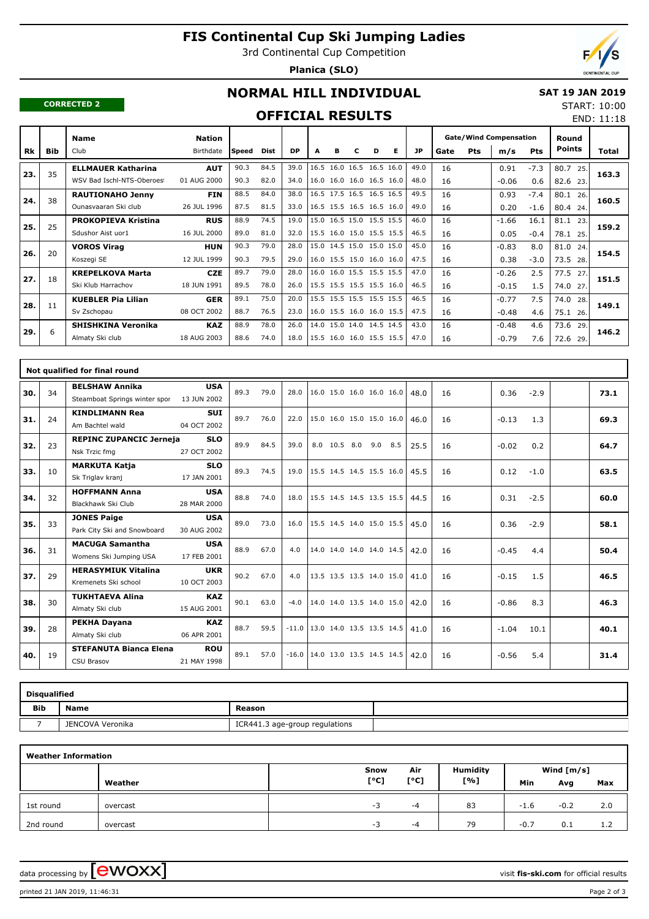# FIS Continental Cup Ski Jumping Ladies

3rd Continental Cup Competition

**Planica (SLO)**

## NORMAL HILL INDIVIDUAL

**SAT 19 JAN 2019**

START: 10:00
END: 11:18

**CORRECTED 2**

## OFFICIAL RESULTS

| Rk | Bib | Name / Club | Nation / Birthdate | Speed | Dist | DP | A | B | C | D | E | JP | Gate | Pts | m/s | Pts | Round Points | Total |
|---|---|---|---|---|---|---|---|---|---|---|---|---|---|---|---|---|---|---|
| 23. | 35 | **ELLMAUER Katharina** | **AUT** | 90.3 | 84.5 | 39.0 | 16.5 | 16.0 | 16.5 | 16.5 | 16.0 | 49.0 | 16 | | 0.91 | -7.3 | 80.7 25. | 163.3 |
| | | WSV Bad Ischl-NTS-Oberoes | 01 AUG 2000 | 90.3 | 82.0 | 34.0 | 16.0 | 16.0 | 16.0 | 16.5 | 16.0 | 48.0 | 16 | | -0.06 | 0.6 | 82.6 23. | |
| 24. | 38 | **RAUTIONAHO Jenny** | **FIN** | 88.5 | 84.0 | 38.0 | 16.5 | 17.5 | 16.5 | 16.5 | 16.5 | 49.5 | 16 | | 0.93 | -7.4 | 80.1 26. | 160.5 |
| | | Ounasvaaran Ski club | 26 JUL 1996 | 87.5 | 81.5 | 33.0 | 16.5 | 15.5 | 16.5 | 16.5 | 16.0 | 49.0 | 16 | | 0.20 | -1.6 | 80.4 24. | |
| 25. | 25 | **PROKOPIEVA Kristina** | **RUS** | 88.9 | 74.5 | 19.0 | 15.0 | 16.5 | 15.0 | 15.5 | 15.5 | 46.0 | 16 | | -1.66 | 16.1 | 81.1 23. | 159.2 |
| | | Sdushor Aist uor1 | 16 JUL 2000 | 89.0 | 81.0 | 32.0 | 15.5 | 16.0 | 15.0 | 15.5 | 15.5 | 46.5 | 16 | | 0.05 | -0.4 | 78.1 25. | |
| 26. | 20 | **VOROS Virag** | **HUN** | 90.3 | 79.0 | 28.0 | 15.0 | 14.5 | 15.0 | 15.0 | 15.0 | 45.0 | 16 | | -0.83 | 8.0 | 81.0 24. | 154.5 |
| | | Koszegi SE | 12 JUL 1999 | 90.3 | 79.5 | 29.0 | 16.0 | 15.5 | 15.0 | 16.0 | 16.0 | 47.5 | 16 | | 0.38 | -3.0 | 73.5 28. | |
| 27. | 18 | **KREPELKOVA Marta** | **CZE** | 89.7 | 79.0 | 28.0 | 16.0 | 16.0 | 15.5 | 15.5 | 15.5 | 47.0 | 16 | | -0.26 | 2.5 | 77.5 27. | 151.5 |
| | | Ski Klub Harrachov | 18 JUN 1991 | 89.5 | 78.0 | 26.0 | 15.5 | 15.5 | 15.5 | 15.5 | 16.0 | 46.5 | 16 | | -0.15 | 1.5 | 74.0 27. | |
| 28. | 11 | **KUEBLER Pia Lilian** | **GER** | 89.1 | 75.0 | 20.0 | 15.5 | 15.5 | 15.5 | 15.5 | 15.5 | 46.5 | 16 | | -0.77 | 7.5 | 74.0 28. | 149.1 |
| | | Sv Zschopau | 08 OCT 2002 | 88.7 | 76.5 | 23.0 | 16.0 | 15.5 | 16.0 | 16.0 | 15.5 | 47.5 | 16 | | -0.48 | 4.6 | 75.1 26. | |
| 29. | 6 | **SHISHKINA Veronika** | **KAZ** | 88.9 | 78.0 | 26.0 | 14.0 | 15.0 | 14.0 | 14.5 | 14.5 | 43.0 | 16 | | -0.48 | 4.6 | 73.6 29. | 146.2 |
| | | Almaty Ski club | 18 AUG 2003 | 88.6 | 74.0 | 18.0 | 15.5 | 16.0 | 16.0 | 15.5 | 15.5 | 47.0 | 16 | | -0.79 | 7.6 | 72.6 29. | |

### Not qualified for final round

| Rk | Bib | Name / Club | Nation / Birthdate | Speed | Dist | DP | A | B | C | D | E | JP | Gate | Pts | m/s | Pts | Round Points | Total |
|---|---|---|---|---|---|---|---|---|---|---|---|---|---|---|---|---|---|---|
| 30. | 34 | **BELSHAW Annika** / Steamboat Springs winter spor | **USA** / 13 JUN 2002 | 89.3 | 79.0 | 28.0 | 16.0 | 15.0 | 16.0 | 16.0 | 16.0 | 48.0 | 16 | | 0.36 | -2.9 | | 73.1 |
| 31. | 24 | **KINDLIMANN Rea** / Am Bachtel wald | **SUI** / 04 OCT 2002 | 89.7 | 76.0 | 22.0 | 15.0 | 16.0 | 15.0 | 15.0 | 16.0 | 46.0 | 16 | | -0.13 | 1.3 | | 69.3 |
| 32. | 23 | **REPINC ZUPANCIC Jerneja** / Nsk Trzic fmg | **SLO** / 27 OCT 2002 | 89.9 | 84.5 | 39.0 | 8.0 | 10.5 | 8.0 | 9.0 | 8.5 | 25.5 | 16 | | -0.02 | 0.2 | | 64.7 |
| 33. | 10 | **MARKUTA Katja** / Sk Triglav kranj | **SLO** / 17 JAN 2001 | 89.3 | 74.5 | 19.0 | 15.5 | 14.5 | 14.5 | 15.5 | 16.0 | 45.5 | 16 | | 0.12 | -1.0 | | 63.5 |
| 34. | 32 | **HOFFMANN Anna** / Blackhawk Ski Club | **USA** / 28 MAR 2000 | 88.8 | 74.0 | 18.0 | 15.5 | 14.5 | 14.5 | 13.5 | 15.5 | 44.5 | 16 | | 0.31 | -2.5 | | 60.0 |
| 35. | 33 | **JONES Paige** / Park City Ski and Snowboard | **USA** / 30 AUG 2002 | 89.0 | 73.0 | 16.0 | 15.5 | 14.5 | 14.0 | 15.0 | 15.5 | 45.0 | 16 | | 0.36 | -2.9 | | 58.1 |
| 36. | 31 | **MACUGA Samantha** / Womens Ski Jumping USA | **USA** / 17 FEB 2001 | 88.9 | 67.0 | 4.0 | 14.0 | 14.0 | 14.0 | 14.0 | 14.5 | 42.0 | 16 | | -0.45 | 4.4 | | 50.4 |
| 37. | 29 | **HERASYMIUK Vitalina** / Kremenets Ski school | **UKR** / 10 OCT 2003 | 90.2 | 67.0 | 4.0 | 13.5 | 13.5 | 13.5 | 14.0 | 15.0 | 41.0 | 16 | | -0.15 | 1.5 | | 46.5 |
| 38. | 30 | **TUKHTAEVA Alina** / Almaty Ski club | **KAZ** / 15 AUG 2001 | 90.1 | 63.0 | -4.0 | 14.0 | 14.0 | 13.5 | 14.0 | 15.0 | 42.0 | 16 | | -0.86 | 8.3 | | 46.3 |
| 39. | 28 | **PEKHA Dayana** / Almaty Ski club | **KAZ** / 06 APR 2001 | 88.7 | 59.5 | -11.0 | 13.0 | 14.0 | 13.5 | 13.5 | 14.5 | 41.0 | 16 | | -1.04 | 10.1 | | 40.1 |
| 40. | 19 | **STEFANUTA Bianca Elena** / CSU Brasov | **ROU** / 21 MAY 1998 | 89.1 | 57.0 | -16.0 | 14.0 | 13.0 | 13.5 | 14.5 | 14.5 | 42.0 | 16 | | -0.56 | 5.4 | | 31.4 |

### Disqualified

| Bib | Name | Reason |
|---|---|---|
| 7 | JENCOVA Veronika | ICR441.3 age-group regulations |

### Weather Information

| | Weather | Snow [°C] | Air [°C] | Humidity [%] | Wind [m/s] Min | Avg | Max |
|---|---|---|---|---|---|---|---|
| 1st round | overcast | -3 | -4 | 83 | -1.6 | -0.2 | 2.0 |
| 2nd round | overcast | -3 | -4 | 79 | -0.7 | 0.1 | 1.2 |

data processing by ewoxx — visit **fis-ski.com** for official results

printed 21 JAN 2019, 11:46:31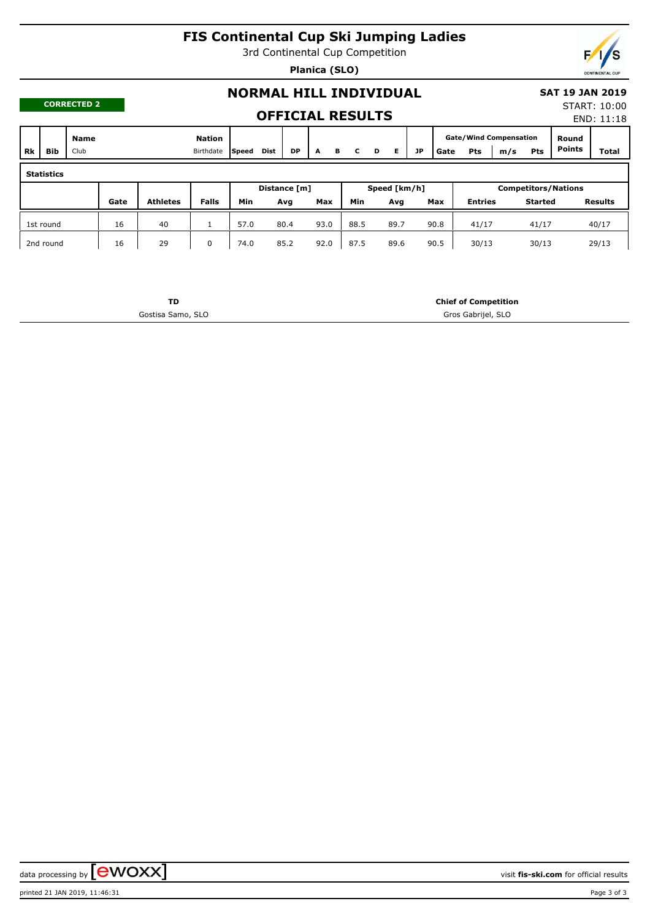# FIS Continental Cup Ski Jumping Ladies

3rd Continental Cup Competition

**Planica (SLO)**

**CORRECTED 2**

## NORMAL HILL INDIVIDUAL

**SAT 19 JAN 2019**

START: 10:00

END: 11:18

## OFFICIAL RESULTS

| Rk | Bib | Name<br>Club | Nation<br>Birthdate | Speed | Dist | DP | A | B | C | D | E | JP | Gate | Gate/Wind Compensation<br>Pts | m/s | Pts | Round Points | Total |
|---|---|---|---|---|---|---|---|---|---|---|---|---|---|---|---|---|---|---|

**Statistics**

| | Gate | Athletes | Falls | Distance [m]<br>Min | Avg | Max | Speed [km/h]<br>Min | Avg | Max | Competitors/Nations<br>Entries | Started | Results |
|---|---|---|---|---|---|---|---|---|---|---|---|---|
| 1st round | 16 | 40 | 1 | 57.0 | 80.4 | 93.0 | 88.5 | 89.7 | 90.8 | 41/17 | 41/17 | 40/17 |
| 2nd round | 16 | 29 | 0 | 74.0 | 85.2 | 92.0 | 87.5 | 89.6 | 90.5 | 30/13 | 30/13 | 29/13 |

| TD | Chief of Competition |
|---|---|
| Gostisa Samo, SLO | Gros Gabrijel, SLO |

data processing by ewoxx

visit **fis-ski.com** for official results

printed 21 JAN 2019, 11:46:31